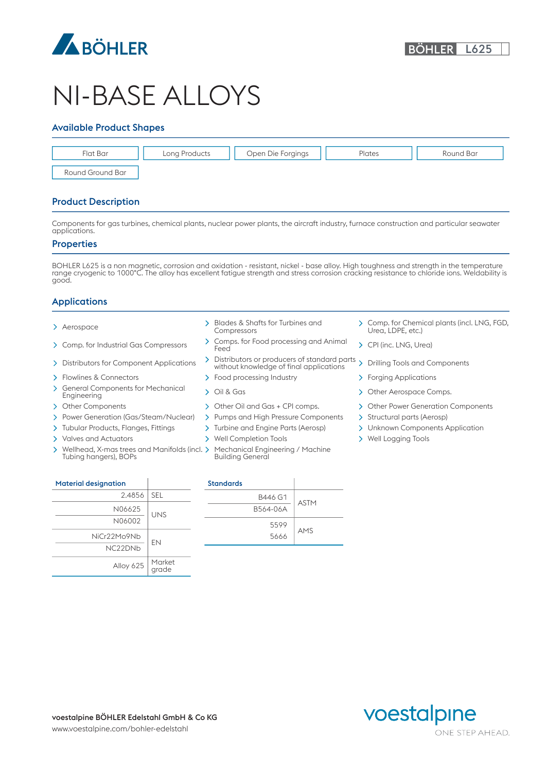# NI-BASE ALLOYS

BÖHLER L625

## Available Product Shapes

- Flat Bar
- Long Products
- Open Die Forgings
- Plates
- Round Bar
- Round Ground Bar

## Product Description

Components for gas turbines, chemical plants, nuclear power plants, the aircraft industry, furnace construction and particular seawater applications.

## Properties

BOHLER L625 is a non magnetic, corrosion and oxidation - resistant, nickel - base alloy. High toughness and strength in the temperature range cryogenic to 1000°C. The alloy has excellent fatigue strength and stress corrosion cracking resistance to chloride ions. Weldability is good.

## Applications

- Aerospace
- Comp. for Industrial Gas Compressors
- Distributors for Component Applications
- Flowlines & Connectors
- General Components for Mechanical Engineering
- Other Components
- Power Generation (Gas/Steam/Nuclear)
- Tubular Products, Flanges, Fittings
- Valves and Actuators
- Wellhead, X-mas trees and Manifolds (incl. Tubing hangers), BOPs
- Blades & Shafts for Turbines and Compressors
- Comps. for Food processing and Animal Feed
- Distributors or producers of standard parts without knowledge of final applications
- Food processing Industry
- Oil & Gas
- Other Oil and Gas + CPI comps.
- Pumps and High Pressure Components
- Turbine and Engine Parts (Aerosp)
- Well Completion Tools
- Mechanical Engineering / Machine Building General
- Comp. for Chemical plants (incl. LNG, FGD, Urea, LDPE, etc.)
- CPI (inc. LNG, Urea)
- Drilling Tools and Components
- Forging Applications
- Other Aerospace Comps.
- Other Power Generation Components
- Structural parts (Aerosp)
- Unknown Components Application
- Well Logging Tools

| Material designation | |
|---|---|
| 2.4856 | SEL |
| N06625 | UNS |
| N06002 | UNS |
| NiCr22Mo9Nb | EN |
| NC22DNb | EN |
| Alloy 625 | Market grade |

| Standards | |
|---|---|
| B446 G1 | ASTM |
| B564-06A | ASTM |
| 5599 | AMS |
| 5666 | AMS |

**voestalpine BÖHLER Edelstahl GmbH & Co KG**
www.voestalpine.com/bohler-edelstahl

voestalpine
ONE STEP AHEAD.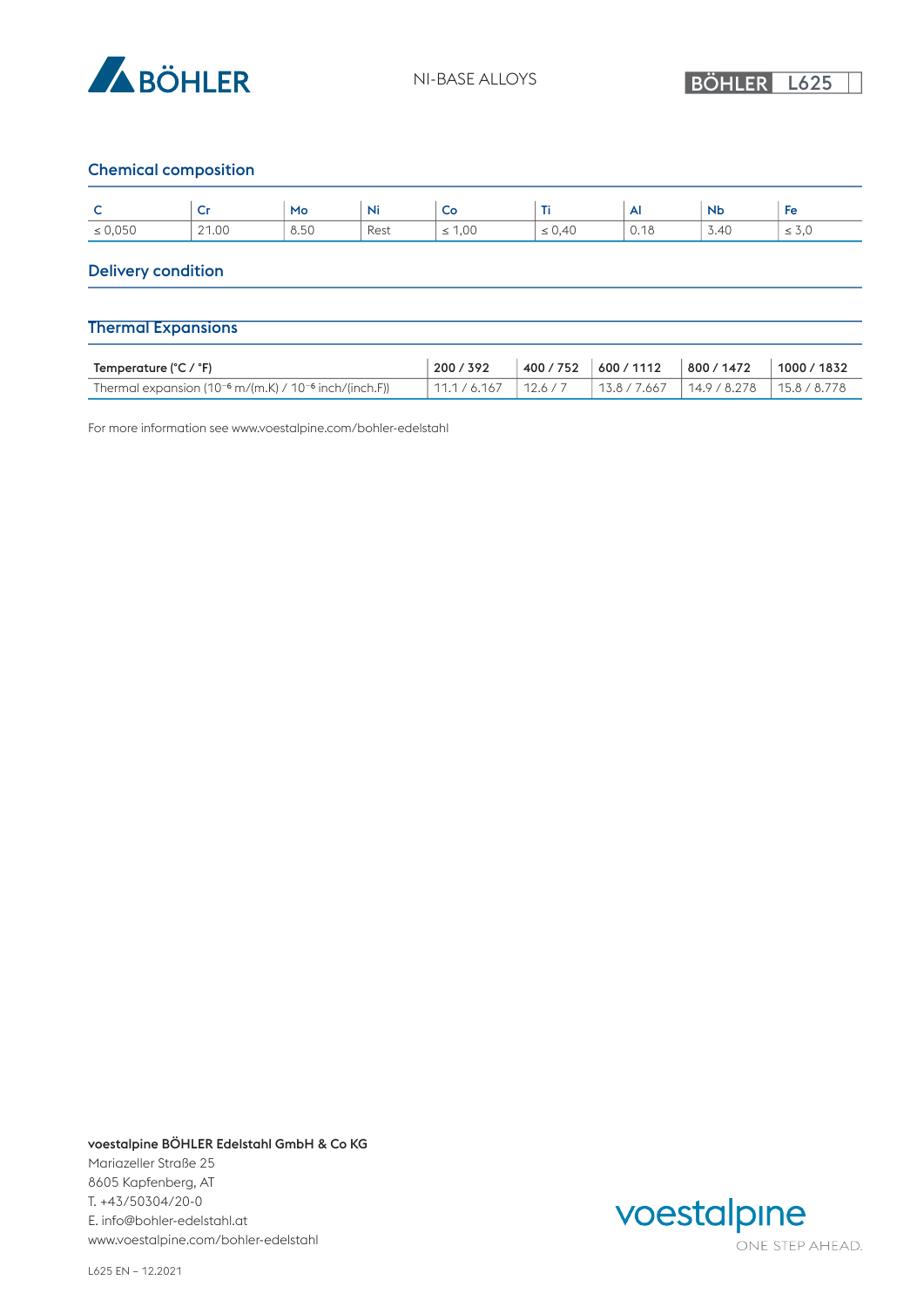## Chemical composition

| C | Cr | Mo | Ni | Co | Ti | Al | Nb | Fe |
|---|---|---|---|---|---|---|---|---|
| ≤ 0,050 | 21.00 | 8.50 | Rest | ≤ 1,00 | ≤ 0,40 | 0.18 | 3.40 | ≤ 3,0 |

## Delivery condition

## Thermal Expansions

| Temperature (°C / °F) | 200 / 392 | 400 / 752 | 600 / 1112 | 800 / 1472 | 1000 / 1832 |
|---|---|---|---|---|---|
| Thermal expansion ($10^{-6}$ m/(m.K) / $10^{-6}$ inch/(inch.F)) | 11.1 / 6.167 | 12.6 / 7 | 13.8 / 7.667 | 14.9 / 8.278 | 15.8 / 8.778 |

For more information see www.voestalpine.com/bohler-edelstahl

**voestalpine BÖHLER Edelstahl GmbH & Co KG**
Mariazeller Straße 25
8605 Kapfenberg, AT
T. +43/50304/20-0
E. info@bohler-edelstahl.at
www.voestalpine.com/bohler-edelstahl

L625 EN – 12.2021